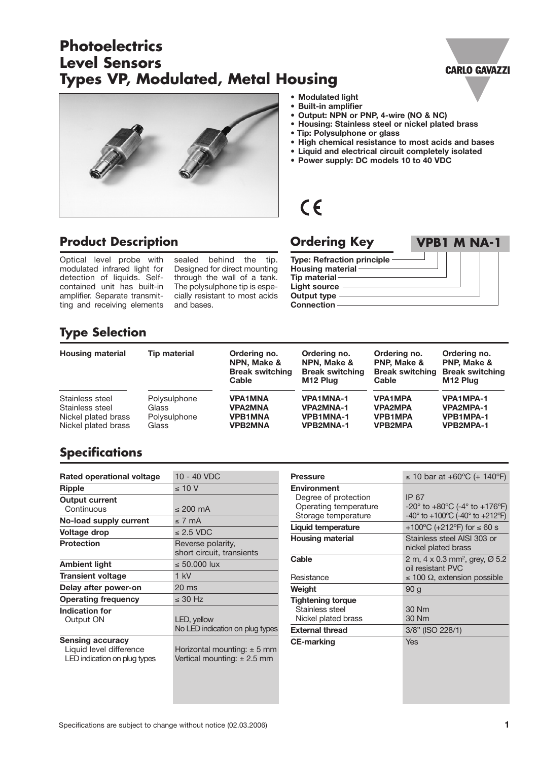# Photoelectrics Level Sensors Types VP, Modulated, Metal Housing

- **Modulated light**
- **Built-in amplifier**
- **Output: NPN or PNP, 4-wire (NO & NC)**
- **Housing: Stainless steel or nickel plated brass**
- **Tip: Polysulphone or glass**
- **High chemical resistance to most acids and bases**
- **Liquid and electrical circuit completely isolated**
- **Power supply: DC models 10 to 40 VDC**

CE

## Product Description

Optical level probe with modulated infrared light for detection of liquids. Self-contained unit has built-in amplifier. Separate transmitting and receiving elements sealed behind the tip. Designed for direct mounting through the wall of a tank. The polysulphone tip is especially resistant to most acids and bases.

## Ordering Key

**VPB1 M NA-1**

- Type: Refraction principle
- Housing material
- Tip material
- Light source
- Output type
- Connection

## Type Selection

| Housing material | Tip material | Ordering no. NPN, Make & Break switching Cable | Ordering no. NPN, Make & Break switching M12 Plug | Ordering no. PNP, Make & Break switching Cable | Ordering no. PNP, Make & Break switching M12 Plug |
|---|---|---|---|---|---|
| Stainless steel | Polysulphone | **VPA1MNA** | **VPA1MNA-1** | **VPA1MPA** | **VPA1MPA-1** |
| Stainless steel | Glass | **VPA2MNA** | **VPA2MNA-1** | **VPA2MPA** | **VPA2MPA-1** |
| Nickel plated brass | Polysulphone | **VPB1MNA** | **VPB1MNA-1** | **VPB1MPA** | **VPB1MPA-1** |
| Nickel plated brass | Glass | **VPB2MNA** | **VPB2MNA-1** | **VPB2MPA** | **VPB2MPA-1** |

## Specifications

| | |
|---|---|
| **Rated operational voltage** | 10 - 40 VDC |
| **Ripple** | ≤ 10 V |
| **Output current** Continuous | ≤ 200 mA |
| **No-load supply current** | ≤ 7 mA |
| **Voltage drop** | ≤ 2.5 VDC |
| **Protection** | Reverse polarity, short circuit, transients |
| **Ambient light** | ≤ 50.000 lux |
| **Transient voltage** | 1 kV |
| **Delay after power-on** | 20 ms |
| **Operating frequency** | ≤ 30 Hz |
| **Indication for** Output ON | LED, yellow; No LED indication on plug types |
| **Sensing accuracy** Liquid level difference; LED indication on plug types | Horizontal mounting: ± 5 mm; Vertical mounting: ± 2.5 mm |

| | |
|---|---|
| **Pressure** | ≤ 10 bar at +60°C (+ 140°F) |
| **Environment** | |
| Degree of protection | IP 67 |
| Operating temperature | -20° to +80°C (-4° to +176°F) |
| Storage temperature | -40° to +100°C (-40° to +212°F) |
| **Liquid temperature** | +100°C (+212°F) for ≤ 60 s |
| **Housing material** | Stainless steel AISI 303 or nickel plated brass |
| **Cable** | 2 m, 4 x 0.3 mm², grey, Ø 5.2 oil resistant PVC |
| Resistance | ≤ 100 Ω, extension possible |
| **Weight** | 90 g |
| **Tightening torque** | |
| Stainless steel | 30 Nm |
| Nickel plated brass | 30 Nm |
| **External thread** | 3/8" (ISO 228/1) |
| **CE-marking** | Yes |

Specifications are subject to change without notice (02.03.2006)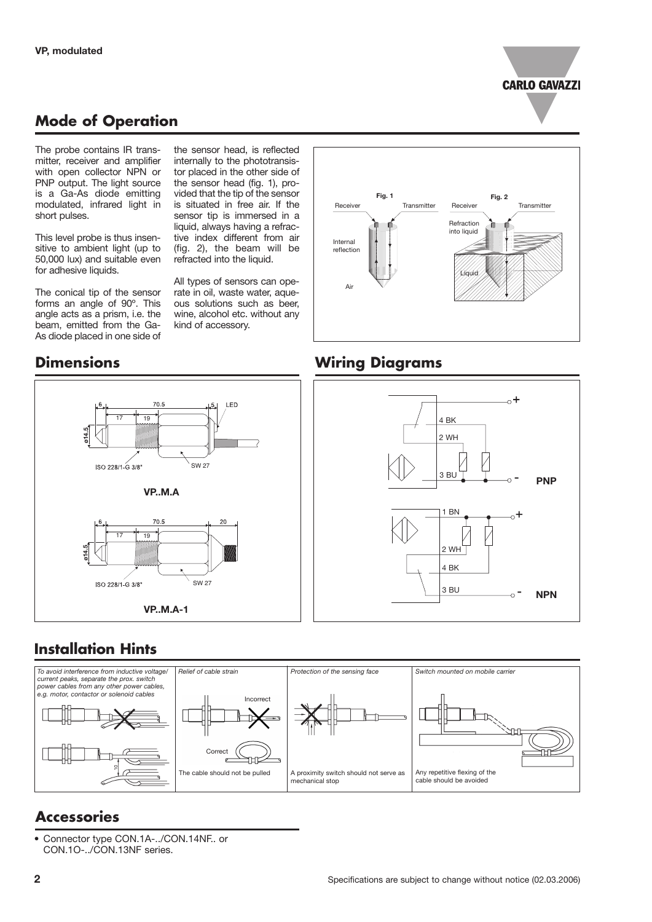## Mode of Operation

The probe contains IR transmitter, receiver and amplifier with open collector NPN or PNP output. The light source is a Ga-As diode emitting modulated, infrared light in short pulses.

This level probe is thus insensitive to ambient light (up to 50,000 lux) and suitable even for adhesive liquids.

The conical tip of the sensor forms an angle of 90º. This angle acts as a prism, i.e. the beam, emitted from the Ga-As diode placed in one side of the sensor head, is reflected internally to the phototransistor placed in the other side of the sensor head (fig. 1), provided that the tip of the sensor is situated in free air. If the sensor tip is immersed in a liquid, always having a refractive index different from air (fig. 2), the beam will be refracted into the liquid.

All types of sensors can operate in oil, waste water, aqueous solutions such as beer, wine, alcohol etc. without any kind of accessory.

Fig. 1
Receiver
Transmitter
Internal reflection
Air

Fig. 2
Receiver
Transmitter
Refraction into liquid
Liquid

## Dimensions

6
70.5
5
LED
17
19
ø14.5
ISO 228/1-G 3/8"
SW 27

**VP..M.A**

6
70.5
20
17
19
ø14.5
ISO 228/1-G 3/8"
SW 27

**VP..M.A-1**

## Wiring Diagrams

+
4 BK
2 WH
3 BU
-
**PNP**

1 BN
+
2 WH
4 BK
3 BU
-
**NPN**

## Installation Hints

*To avoid interference from inductive voltage/ current peaks, separate the prox. switch power cables from any other power cables, e.g. motor, contactor or solenoid cables*

10

*Relief of cable strain*

Incorrect

Correct

The cable should not be pulled

*Protection of the sensing face*

A proximity switch should not serve as mechanical stop

*Switch mounted on mobile carrier*

Any repetitive flexing of the cable should be avoided

## Accessories

- Connector type CON.1A-../CON.14NF.. or CON.1O-../CON.13NF series.